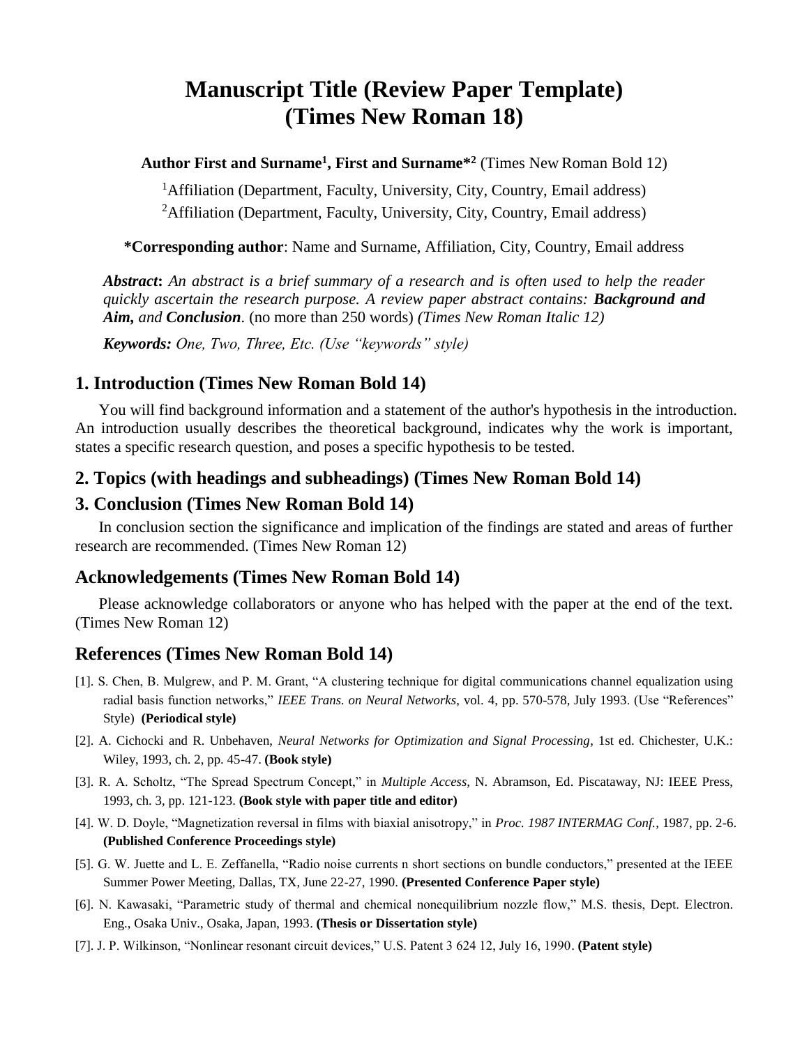# Manuscript Title (Review Paper Template) (Times New Roman 18)

**Author First and Surname[1], First and Surname*[2]** (Times New Roman Bold 12)

[1]Affiliation (Department, Faculty, University, City, Country, Email address)

[2]Affiliation (Department, Faculty, University, City, Country, Email address)

***Corresponding author**: Name and Surname, Affiliation, City, Country, Email address

***Abstract*:** *An abstract is a brief summary of a research and is often used to help the reader quickly ascertain the research purpose. A review paper abstract contains: **Background and Aim,** and **Conclusion**.* (no more than 250 words) *(Times New Roman Italic 12)*

***Keywords:*** *One, Two, Three, Etc. (Use "keywords" style)*

## 1. Introduction (Times New Roman Bold 14)

You will find background information and a statement of the author's hypothesis in the introduction. An introduction usually describes the theoretical background, indicates why the work is important, states a specific research question, and poses a specific hypothesis to be tested.

## 2. Topics (with headings and subheadings) (Times New Roman Bold 14)

## 3. Conclusion (Times New Roman Bold 14)

In conclusion section the significance and implication of the findings are stated and areas of further research are recommended. (Times New Roman 12)

## Acknowledgements (Times New Roman Bold 14)

Please acknowledge collaborators or anyone who has helped with the paper at the end of the text. (Times New Roman 12)

## References (Times New Roman Bold 14)

[1]. S. Chen, B. Mulgrew, and P. M. Grant, "A clustering technique for digital communications channel equalization using radial basis function networks," *IEEE Trans. on Neural Networks*, vol. 4, pp. 570-578, July 1993. (Use "References" Style) **(Periodical style)**

[2]. A. Cichocki and R. Unbehaven, *Neural Networks for Optimization and Signal Processing*, 1st ed. Chichester, U.K.: Wiley, 1993, ch. 2, pp. 45-47. **(Book style)**

[3]. R. A. Scholtz, "The Spread Spectrum Concept," in *Multiple Access,* N. Abramson, Ed. Piscataway, NJ: IEEE Press, 1993, ch. 3, pp. 121-123. **(Book style with paper title and editor)**

[4]. W. D. Doyle, "Magnetization reversal in films with biaxial anisotropy," in *Proc. 1987 INTERMAG Conf.*, 1987, pp. 2-6. **(Published Conference Proceedings style)**

[5]. G. W. Juette and L. E. Zeffanella, "Radio noise currents n short sections on bundle conductors," presented at the IEEE Summer Power Meeting, Dallas, TX, June 22-27, 1990. **(Presented Conference Paper style)**

[6]. N. Kawasaki, "Parametric study of thermal and chemical nonequilibrium nozzle flow," M.S. thesis, Dept. Electron. Eng., Osaka Univ., Osaka, Japan, 1993. **(Thesis or Dissertation style)**

[7]. J. P. Wilkinson, "Nonlinear resonant circuit devices," U.S. Patent 3 624 12, July 16, 1990. **(Patent style)**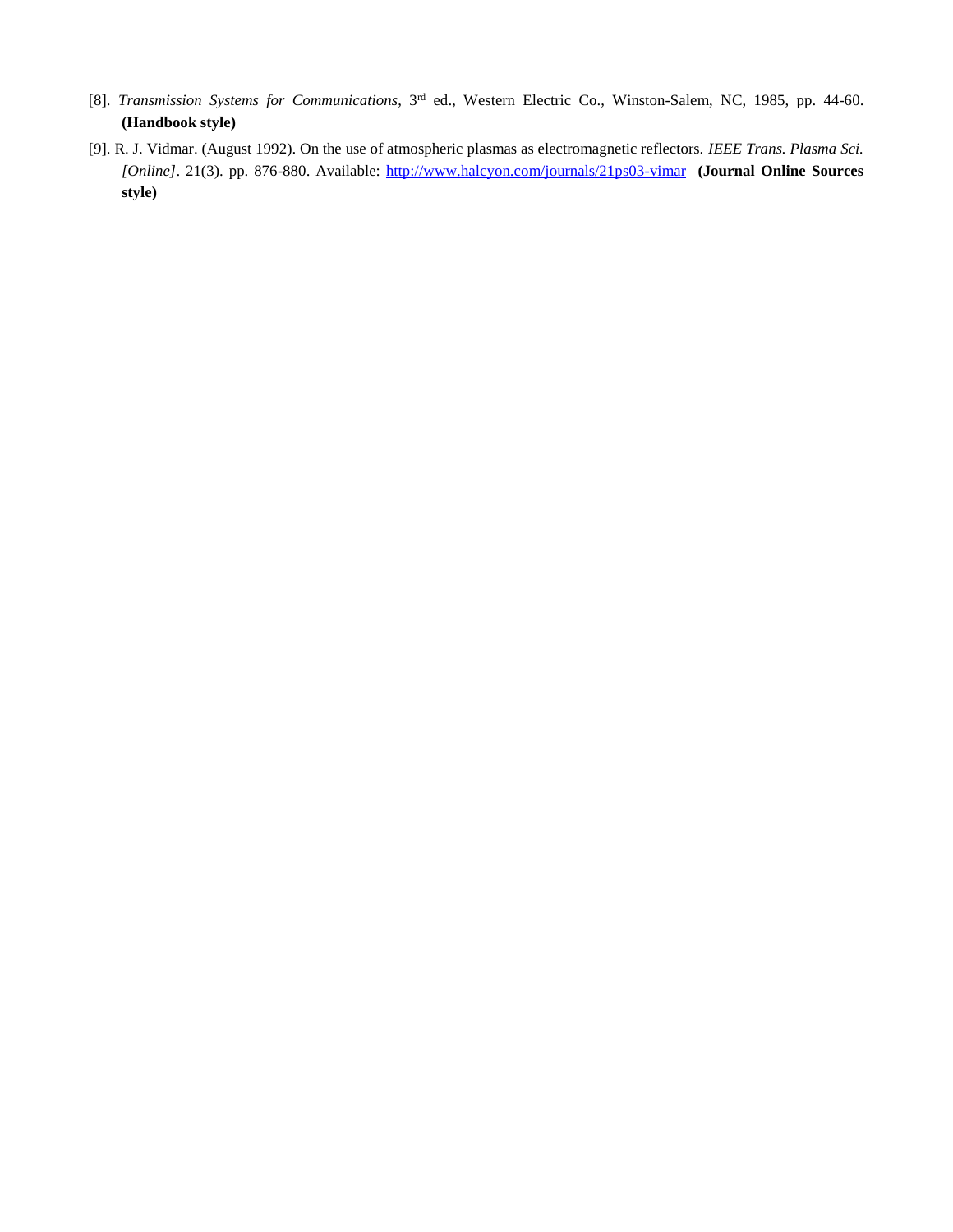[8]. *Transmission Systems for Communications*, 3rd ed., Western Electric Co., Winston-Salem, NC, 1985, pp. 44-60. **(Handbook style)**

[9]. R. J. Vidmar. (August 1992). On the use of atmospheric plasmas as electromagnetic reflectors. *IEEE Trans. Plasma Sci. [Online]*. 21(3). pp. 876-880. Available: http://www.halcyon.com/journals/21ps03-vimar **(Journal Online Sources style)**